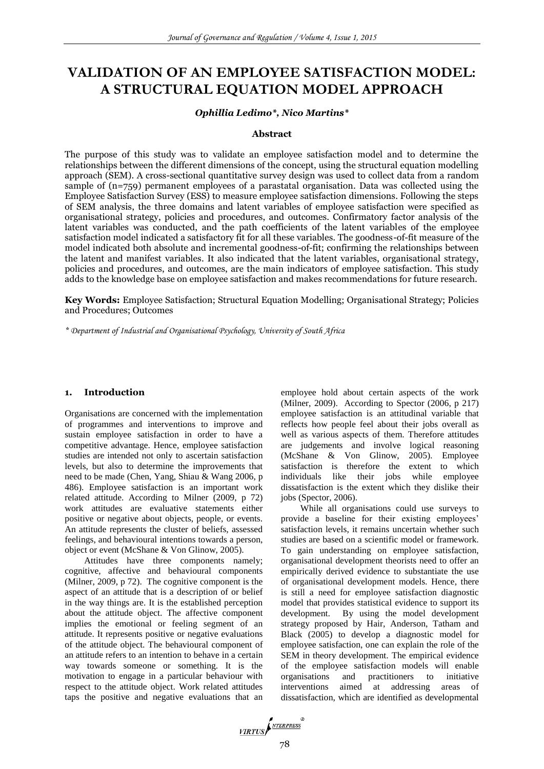# VALIDATION OF AN EMPLOYEE SATISFACTION MODEL: A STRUCTURAL EQUATION MODEL APPROACH

***Ophillia Ledimo\*, Nico Martins\****

**Abstract**

The purpose of this study was to validate an employee satisfaction model and to determine the relationships between the different dimensions of the concept, using the structural equation modelling approach (SEM). A cross-sectional quantitative survey design was used to collect data from a random sample of (n=759) permanent employees of a parastatal organisation. Data was collected using the Employee Satisfaction Survey (ESS) to measure employee satisfaction dimensions. Following the steps of SEM analysis, the three domains and latent variables of employee satisfaction were specified as organisational strategy, policies and procedures, and outcomes. Confirmatory factor analysis of the latent variables was conducted, and the path coefficients of the latent variables of the employee satisfaction model indicated a satisfactory fit for all these variables. The goodness-of-fit measure of the model indicated both absolute and incremental goodness-of-fit; confirming the relationships between the latent and manifest variables. It also indicated that the latent variables, organisational strategy, policies and procedures, and outcomes, are the main indicators of employee satisfaction. This study adds to the knowledge base on employee satisfaction and makes recommendations for future research.

**Key Words:** Employee Satisfaction; Structural Equation Modelling; Organisational Strategy; Policies and Procedures; Outcomes

*\* Department of Industrial and Organisational Psychology, University of South Africa*

## 1. Introduction

Organisations are concerned with the implementation of programmes and interventions to improve and sustain employee satisfaction in order to have a competitive advantage. Hence, employee satisfaction studies are intended not only to ascertain satisfaction levels, but also to determine the improvements that need to be made (Chen, Yang, Shiau & Wang 2006, p 486). Employee satisfaction is an important work related attitude. According to Milner (2009, p 72) work attitudes are evaluative statements either positive or negative about objects, people, or events. An attitude represents the cluster of beliefs, assessed feelings, and behavioural intentions towards a person, object or event (McShane & Von Glinow, 2005).

Attitudes have three components namely; cognitive, affective and behavioural components (Milner, 2009, p 72). The cognitive component is the aspect of an attitude that is a description of or belief in the way things are. It is the established perception about the attitude object. The affective component implies the emotional or feeling segment of an attitude. It represents positive or negative evaluations of the attitude object. The behavioural component of an attitude refers to an intention to behave in a certain way towards someone or something. It is the motivation to engage in a particular behaviour with respect to the attitude object. Work related attitudes taps the positive and negative evaluations that an employee hold about certain aspects of the work (Milner, 2009). According to Spector (2006, p 217) employee satisfaction is an attitudinal variable that reflects how people feel about their jobs overall as well as various aspects of them. Therefore attitudes are judgements and involve logical reasoning (McShane & Von Glinow, 2005). Employee satisfaction is therefore the extent to which individuals like their jobs while employee dissatisfaction is the extent which they dislike their jobs (Spector, 2006).

While all organisations could use surveys to provide a baseline for their existing employees' satisfaction levels, it remains uncertain whether such studies are based on a scientific model or framework. To gain understanding on employee satisfaction, organisational development theorists need to offer an empirically derived evidence to substantiate the use of organisational development models. Hence, there is still a need for employee satisfaction diagnostic model that provides statistical evidence to support its development. By using the model development strategy proposed by Hair, Anderson, Tatham and Black (2005) to develop a diagnostic model for employee satisfaction, one can explain the role of the SEM in theory development. The empirical evidence of the employee satisfaction models will enable organisations and practitioners to initiative interventions aimed at addressing areas of dissatisfaction, which are identified as developmental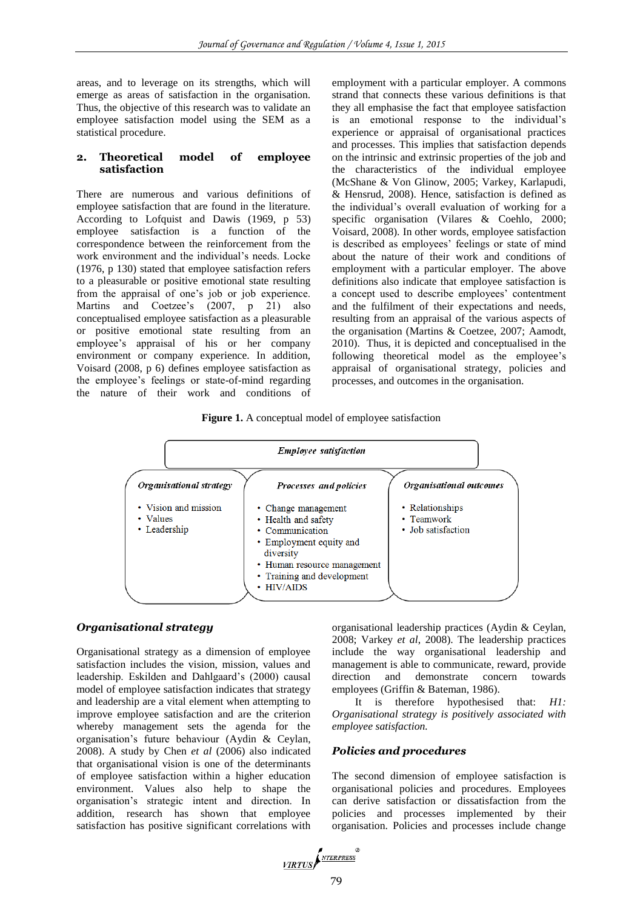areas, and to leverage on its strengths, which will emerge as areas of satisfaction in the organisation. Thus, the objective of this research was to validate an employee satisfaction model using the SEM as a statistical procedure.

## 2. Theoretical model of employee satisfaction

There are numerous and various definitions of employee satisfaction that are found in the literature. According to Lofquist and Dawis (1969, p 53) employee satisfaction is a function of the correspondence between the reinforcement from the work environment and the individual's needs. Locke (1976, p 130) stated that employee satisfaction refers to a pleasurable or positive emotional state resulting from the appraisal of one's job or job experience. Martins and Coetzee's (2007, p 21) also conceptualised employee satisfaction as a pleasurable or positive emotional state resulting from an employee's appraisal of his or her company environment or company experience. In addition, Voisard (2008, p 6) defines employee satisfaction as the employee's feelings or state-of-mind regarding the nature of their work and conditions of employment with a particular employer. A commons strand that connects these various definitions is that they all emphasise the fact that employee satisfaction is an emotional response to the individual's experience or appraisal of organisational practices and processes. This implies that satisfaction depends on the intrinsic and extrinsic properties of the job and the characteristics of the individual employee (McShane & Von Glinow, 2005; Varkey, Karlapudi, & Hensrud, 2008). Hence, satisfaction is defined as the individual's overall evaluation of working for a specific organisation (Vilares & Coehlo, 2000; Voisard, 2008). In other words, employee satisfaction is described as employees' feelings or state of mind about the nature of their work and conditions of employment with a particular employer. The above definitions also indicate that employee satisfaction is a concept used to describe employees' contentment and the fulfilment of their expectations and needs, resulting from an appraisal of the various aspects of the organisation (Martins & Coetzee, 2007; Aamodt, 2010). Thus, it is depicted and conceptualised in the following theoretical model as the employee's appraisal of organisational strategy, policies and processes, and outcomes in the organisation.

**Figure 1.** A conceptual model of employee satisfaction

| *Employee satisfaction* | | |
|---|---|---|
| *Organisational strategy* | *Processes and policies* | *Organisational outcomes* |
| • Vision and mission<br>• Values<br>• Leadership | • Change management<br>• Health and safety<br>• Communication<br>• Employment equity and diversity<br>• Human resource management<br>• Training and development<br>• HIV/AIDS | • Relationships<br>• Teamwork<br>• Job satisfaction |

### *Organisational strategy*

Organisational strategy as a dimension of employee satisfaction includes the vision, mission, values and leadership. Eskilden and Dahlgaard's (2000) causal model of employee satisfaction indicates that strategy and leadership are a vital element when attempting to improve employee satisfaction and are the criterion whereby management sets the agenda for the organisation's future behaviour (Aydin & Ceylan, 2008). A study by Chen *et al* (2006) also indicated that organisational vision is one of the determinants of employee satisfaction within a higher education environment. Values also help to shape the organisation's strategic intent and direction. In addition, research has shown that employee satisfaction has positive significant correlations with organisational leadership practices (Aydin & Ceylan, 2008; Varkey *et al*, 2008). The leadership practices include the way organisational leadership and management is able to communicate, reward, provide direction and demonstrate concern towards employees (Griffin & Bateman, 1986).

It is therefore hypothesised that: *H1: Organisational strategy is positively associated with employee satisfaction.*

### *Policies and procedures*

The second dimension of employee satisfaction is organisational policies and procedures. Employees can derive satisfaction or dissatisfaction from the policies and processes implemented by their organisation. Policies and processes include change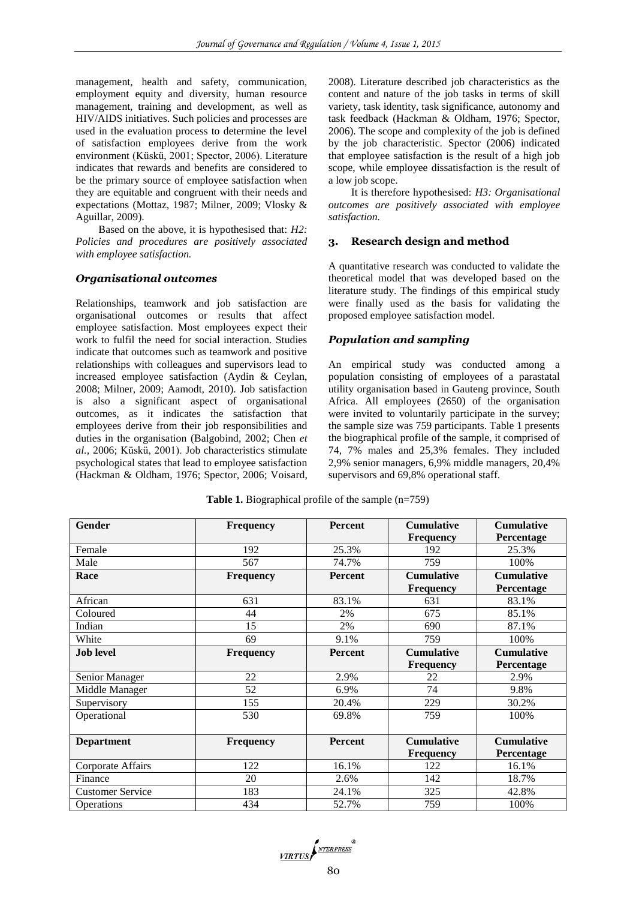management, health and safety, communication, employment equity and diversity, human resource management, training and development, as well as HIV/AIDS initiatives. Such policies and processes are used in the evaluation process to determine the level of satisfaction employees derive from the work environment (Küskü, 2001; Spector, 2006). Literature indicates that rewards and benefits are considered to be the primary source of employee satisfaction when they are equitable and congruent with their needs and expectations (Mottaz, 1987; Milner, 2009; Vlosky & Aguillar, 2009).

Based on the above, it is hypothesised that: *H2: Policies and procedures are positively associated with employee satisfaction.*

### *Organisational outcomes*

Relationships, teamwork and job satisfaction are organisational outcomes or results that affect employee satisfaction. Most employees expect their work to fulfil the need for social interaction. Studies indicate that outcomes such as teamwork and positive relationships with colleagues and supervisors lead to increased employee satisfaction (Aydin & Ceylan, 2008; Milner, 2009; Aamodt, 2010). Job satisfaction is also a significant aspect of organisational outcomes, as it indicates the satisfaction that employees derive from their job responsibilities and duties in the organisation (Balgobind, 2002; Chen *et al.,* 2006; Küskü, 2001). Job characteristics stimulate psychological states that lead to employee satisfaction (Hackman & Oldham, 1976; Spector, 2006; Voisard, 2008). Literature described job characteristics as the content and nature of the job tasks in terms of skill variety, task identity, task significance, autonomy and task feedback (Hackman & Oldham, 1976; Spector, 2006). The scope and complexity of the job is defined by the job characteristic. Spector (2006) indicated that employee satisfaction is the result of a high job scope, while employee dissatisfaction is the result of a low job scope.

It is therefore hypothesised: *H3: Organisational outcomes are positively associated with employee satisfaction.*

## 3. Research design and method

A quantitative research was conducted to validate the theoretical model that was developed based on the literature study. The findings of this empirical study were finally used as the basis for validating the proposed employee satisfaction model.

### *Population and sampling*

An empirical study was conducted among a population consisting of employees of a parastatal utility organisation based in Gauteng province, South Africa. All employees (2650) of the organisation were invited to voluntarily participate in the survey; the sample size was 759 participants. Table 1 presents the biographical profile of the sample, it comprised of 74, 7% males and 25,3% females. They included 2,9% senior managers, 6,9% middle managers, 20,4% supervisors and 69,8% operational staff.

**Table 1.** Biographical profile of the sample (n=759)

| **Gender** | **Frequency** | **Percent** | **Cumulative Frequency** | **Cumulative Percentage** |
|---|---|---|---|---|
| Female | 192 | 25.3% | 192 | 25.3% |
| Male | 567 | 74.7% | 759 | 100% |
| **Race** | **Frequency** | **Percent** | **Cumulative Frequency** | **Cumulative Percentage** |
| African | 631 | 83.1% | 631 | 83.1% |
| Coloured | 44 | 2% | 675 | 85.1% |
| Indian | 15 | 2% | 690 | 87.1% |
| White | 69 | 9.1% | 759 | 100% |
| **Job level** | **Frequency** | **Percent** | **Cumulative Frequency** | **Cumulative Percentage** |
| Senior Manager | 22 | 2.9% | 22 | 2.9% |
| Middle Manager | 52 | 6.9% | 74 | 9.8% |
| Supervisory | 155 | 20.4% | 229 | 30.2% |
| Operational | 530 | 69.8% | 759 | 100% |
| **Department** | **Frequency** | **Percent** | **Cumulative Frequency** | **Cumulative Percentage** |
| Corporate Affairs | 122 | 16.1% | 122 | 16.1% |
| Finance | 20 | 2.6% | 142 | 18.7% |
| Customer Service | 183 | 24.1% | 325 | 42.8% |
| Operations | 434 | 52.7% | 759 | 100% |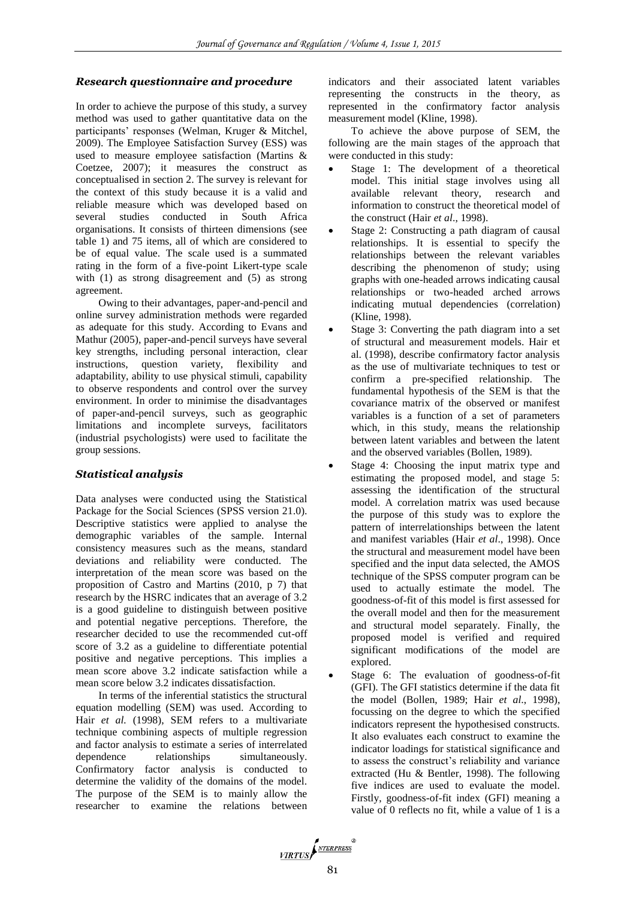### *Research questionnaire and procedure*

In order to achieve the purpose of this study, a survey method was used to gather quantitative data on the participants' responses (Welman, Kruger & Mitchel, 2009). The Employee Satisfaction Survey (ESS) was used to measure employee satisfaction (Martins & Coetzee, 2007); it measures the construct as conceptualised in section 2. The survey is relevant for the context of this study because it is a valid and reliable measure which was developed based on several studies conducted in South Africa organisations. It consists of thirteen dimensions (see table 1) and 75 items, all of which are considered to be of equal value. The scale used is a summated rating in the form of a five-point Likert-type scale with (1) as strong disagreement and (5) as strong agreement.

Owing to their advantages, paper-and-pencil and online survey administration methods were regarded as adequate for this study. According to Evans and Mathur (2005), paper-and-pencil surveys have several key strengths, including personal interaction, clear instructions, question variety, flexibility and adaptability, ability to use physical stimuli, capability to observe respondents and control over the survey environment. In order to minimise the disadvantages of paper-and-pencil surveys, such as geographic limitations and incomplete surveys, facilitators (industrial psychologists) were used to facilitate the group sessions.

### *Statistical analysis*

Data analyses were conducted using the Statistical Package for the Social Sciences (SPSS version 21.0). Descriptive statistics were applied to analyse the demographic variables of the sample. Internal consistency measures such as the means, standard deviations and reliability were conducted. The interpretation of the mean score was based on the proposition of Castro and Martins (2010, p 7) that research by the HSRC indicates that an average of 3.2 is a good guideline to distinguish between positive and potential negative perceptions. Therefore, the researcher decided to use the recommended cut-off score of 3.2 as a guideline to differentiate potential positive and negative perceptions. This implies a mean score above 3.2 indicate satisfaction while a mean score below 3.2 indicates dissatisfaction.

In terms of the inferential statistics the structural equation modelling (SEM) was used. According to Hair *et al.* (1998), SEM refers to a multivariate technique combining aspects of multiple regression and factor analysis to estimate a series of interrelated dependence relationships simultaneously. Confirmatory factor analysis is conducted to determine the validity of the domains of the model. The purpose of the SEM is to mainly allow the researcher to examine the relations between indicators and their associated latent variables representing the constructs in the theory, as represented in the confirmatory factor analysis measurement model (Kline, 1998).

To achieve the above purpose of SEM, the following are the main stages of the approach that were conducted in this study:

- Stage 1: The development of a theoretical model. This initial stage involves using all available relevant theory, research and information to construct the theoretical model of the construct (Hair *et al*., 1998).
- Stage 2: Constructing a path diagram of causal relationships. It is essential to specify the relationships between the relevant variables describing the phenomenon of study; using graphs with one-headed arrows indicating causal relationships or two-headed arched arrows indicating mutual dependencies (correlation) (Kline, 1998).
- Stage 3: Converting the path diagram into a set of structural and measurement models. Hair et al. (1998), describe confirmatory factor analysis as the use of multivariate techniques to test or confirm a pre-specified relationship. The fundamental hypothesis of the SEM is that the covariance matrix of the observed or manifest variables is a function of a set of parameters which, in this study, means the relationship between latent variables and between the latent and the observed variables (Bollen, 1989).
- Stage 4: Choosing the input matrix type and estimating the proposed model, and stage 5: assessing the identification of the structural model. A correlation matrix was used because the purpose of this study was to explore the pattern of interrelationships between the latent and manifest variables (Hair *et al*., 1998). Once the structural and measurement model have been specified and the input data selected, the AMOS technique of the SPSS computer program can be used to actually estimate the model. The goodness-of-fit of this model is first assessed for the overall model and then for the measurement and structural model separately. Finally, the proposed model is verified and required significant modifications of the model are explored.
- Stage 6: The evaluation of goodness-of-fit (GFI). The GFI statistics determine if the data fit the model (Bollen, 1989; Hair *et al*., 1998), focussing on the degree to which the specified indicators represent the hypothesised constructs. It also evaluates each construct to examine the indicator loadings for statistical significance and to assess the construct's reliability and variance extracted (Hu & Bentler, 1998). The following five indices are used to evaluate the model. Firstly, goodness-of-fit index (GFI) meaning a value of 0 reflects no fit, while a value of 1 is a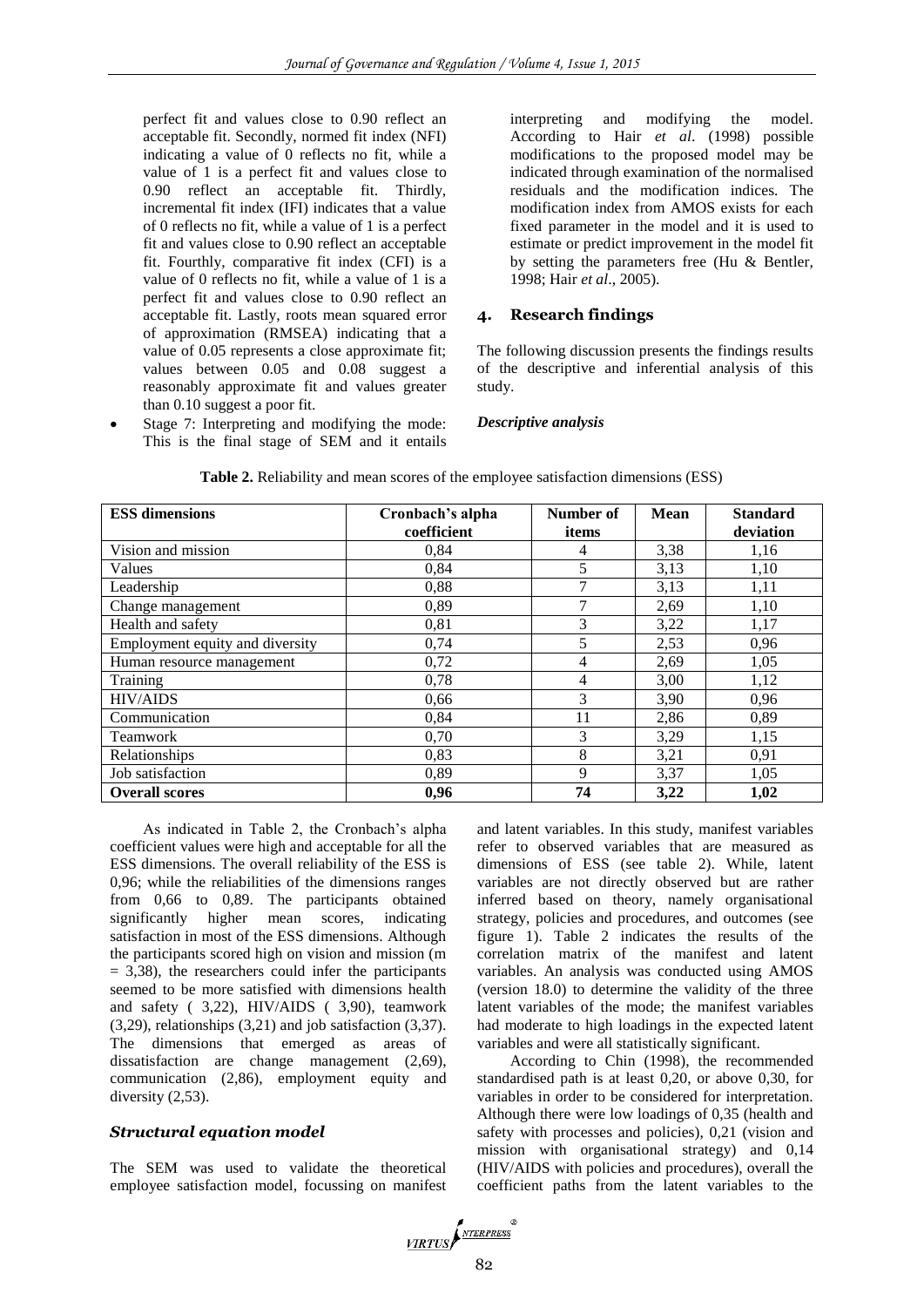perfect fit and values close to 0.90 reflect an acceptable fit. Secondly, normed fit index (NFI) indicating a value of 0 reflects no fit, while a value of 1 is a perfect fit and values close to 0.90 reflect an acceptable fit. Thirdly, incremental fit index (IFI) indicates that a value of 0 reflects no fit, while a value of 1 is a perfect fit and values close to 0.90 reflect an acceptable fit. Fourthly, comparative fit index (CFI) is a value of 0 reflects no fit, while a value of 1 is a perfect fit and values close to 0.90 reflect an acceptable fit. Lastly, roots mean squared error of approximation (RMSEA) indicating that a value of 0.05 represents a close approximate fit; values between 0.05 and 0.08 suggest a reasonably approximate fit and values greater than 0.10 suggest a poor fit.

- Stage 7: Interpreting and modifying the mode: This is the final stage of SEM and it entails interpreting and modifying the model. According to Hair *et al*. (1998) possible modifications to the proposed model may be indicated through examination of the normalised residuals and the modification indices. The modification index from AMOS exists for each fixed parameter in the model and it is used to estimate or predict improvement in the model fit by setting the parameters free (Hu & Bentler, 1998; Hair *et al*., 2005).

## 4. Research findings

The following discussion presents the findings results of the descriptive and inferential analysis of this study.

### *Descriptive analysis*

**Table 2.** Reliability and mean scores of the employee satisfaction dimensions (ESS)

| ESS dimensions | Cronbach's alpha coefficient | Number of items | Mean | Standard deviation |
|---|---|---|---|---|
| Vision and mission | 0,84 | 4 | 3,38 | 1,16 |
| Values | 0,84 | 5 | 3,13 | 1,10 |
| Leadership | 0,88 | 7 | 3,13 | 1,11 |
| Change management | 0,89 | 7 | 2,69 | 1,10 |
| Health and safety | 0,81 | 3 | 3,22 | 1,17 |
| Employment equity and diversity | 0,74 | 5 | 2,53 | 0,96 |
| Human resource management | 0,72 | 4 | 2,69 | 1,05 |
| Training | 0,78 | 4 | 3,00 | 1,12 |
| HIV/AIDS | 0,66 | 3 | 3,90 | 0,96 |
| Communication | 0,84 | 11 | 2,86 | 0,89 |
| Teamwork | 0,70 | 3 | 3,29 | 1,15 |
| Relationships | 0,83 | 8 | 3,21 | 0,91 |
| Job satisfaction | 0,89 | 9 | 3,37 | 1,05 |
| **Overall scores** | **0,96** | **74** | **3,22** | **1,02** |

As indicated in Table 2, the Cronbach's alpha coefficient values were high and acceptable for all the ESS dimensions. The overall reliability of the ESS is 0,96; while the reliabilities of the dimensions ranges from 0,66 to 0,89. The participants obtained significantly higher mean scores, indicating satisfaction in most of the ESS dimensions. Although the participants scored high on vision and mission (m = 3,38), the researchers could infer the participants seemed to be more satisfied with dimensions health and safety ( 3,22), HIV/AIDS ( 3,90), teamwork (3,29), relationships (3,21) and job satisfaction (3,37). The dimensions that emerged as areas of dissatisfaction are change management (2,69), communication (2,86), employment equity and diversity (2,53).

### *Structural equation model*

The SEM was used to validate the theoretical employee satisfaction model, focussing on manifest and latent variables. In this study, manifest variables refer to observed variables that are measured as dimensions of ESS (see table 2). While, latent variables are not directly observed but are rather inferred based on theory, namely organisational strategy, policies and procedures, and outcomes (see figure 1). Table 2 indicates the results of the correlation matrix of the manifest and latent variables. An analysis was conducted using AMOS (version 18.0) to determine the validity of the three latent variables of the mode; the manifest variables had moderate to high loadings in the expected latent variables and were all statistically significant.

According to Chin (1998), the recommended standardised path is at least 0,20, or above 0,30, for variables in order to be considered for interpretation. Although there were low loadings of 0,35 (health and safety with processes and policies), 0,21 (vision and mission with organisational strategy) and 0,14 (HIV/AIDS with policies and procedures), overall the coefficient paths from the latent variables to the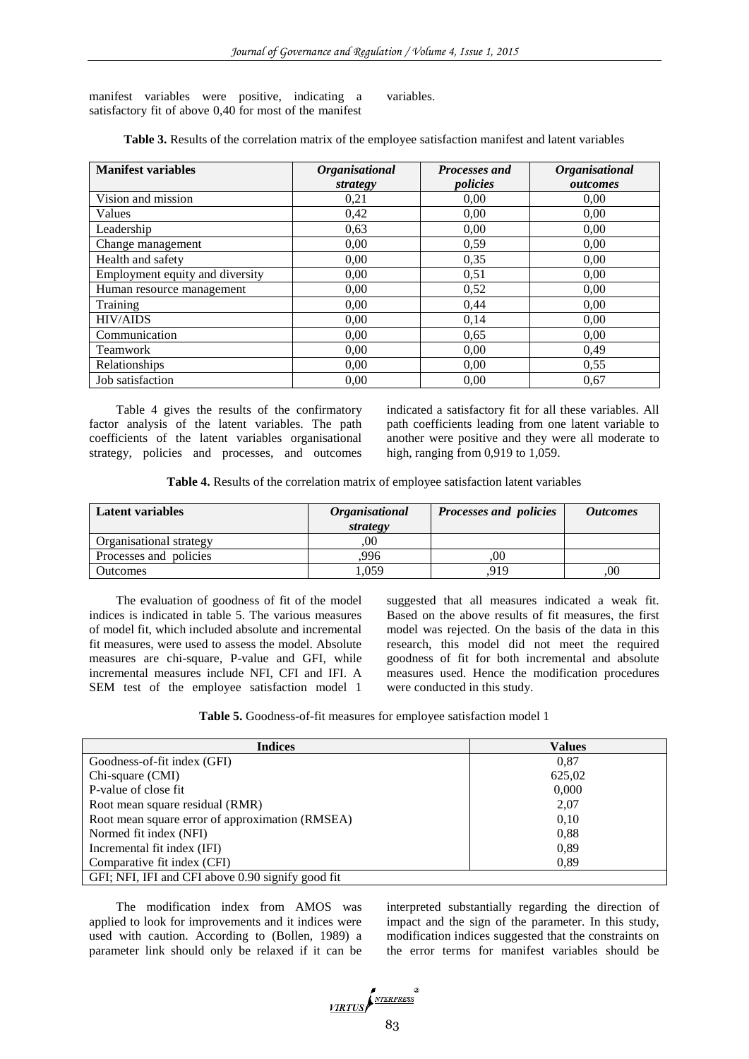manifest variables were positive, indicating a satisfactory fit of above 0,40 for most of the manifest variables.

**Table 3.** Results of the correlation matrix of the employee satisfaction manifest and latent variables

| Manifest variables | *Organisational strategy* | *Processes and policies* | *Organisational outcomes* |
|---|---|---|---|
| Vision and mission | 0,21 | 0,00 | 0,00 |
| Values | 0,42 | 0,00 | 0,00 |
| Leadership | 0,63 | 0,00 | 0,00 |
| Change management | 0,00 | 0,59 | 0,00 |
| Health and safety | 0,00 | 0,35 | 0,00 |
| Employment equity and diversity | 0,00 | 0,51 | 0,00 |
| Human resource management | 0,00 | 0,52 | 0,00 |
| Training | 0,00 | 0,44 | 0,00 |
| HIV/AIDS | 0,00 | 0,14 | 0,00 |
| Communication | 0,00 | 0,65 | 0,00 |
| Teamwork | 0,00 | 0,00 | 0,49 |
| Relationships | 0,00 | 0,00 | 0,55 |
| Job satisfaction | 0,00 | 0,00 | 0,67 |

Table 4 gives the results of the confirmatory factor analysis of the latent variables. The path coefficients of the latent variables organisational strategy, policies and processes, and outcomes indicated a satisfactory fit for all these variables. All path coefficients leading from one latent variable to another were positive and they were all moderate to high, ranging from 0,919 to 1,059.

**Table 4.** Results of the correlation matrix of employee satisfaction latent variables

| Latent variables | *Organisational strategy* | *Processes and policies* | *Outcomes* |
|---|---|---|---|
| Organisational strategy | ,00 | | |
| Processes and policies | ,996 | ,00 | |
| Outcomes | 1,059 | ,919 | ,00 |

The evaluation of goodness of fit of the model indices is indicated in table 5. The various measures of model fit, which included absolute and incremental fit measures, were used to assess the model. Absolute measures are chi-square, P-value and GFI, while incremental measures include NFI, CFI and IFI. A SEM test of the employee satisfaction model 1 suggested that all measures indicated a weak fit. Based on the above results of fit measures, the first model was rejected. On the basis of the data in this research, this model did not meet the required goodness of fit for both incremental and absolute measures used. Hence the modification procedures were conducted in this study.

**Table 5.** Goodness-of-fit measures for employee satisfaction model 1

| Indices | Values |
|---|---|
| Goodness-of-fit index (GFI) | 0,87 |
| Chi-square (CMI) | 625,02 |
| P-value of close fit | 0,000 |
| Root mean square residual (RMR) | 2,07 |
| Root mean square error of approximation (RMSEA) | 0,10 |
| Normed fit index (NFI) | 0,88 |
| Incremental fit index (IFI) | 0,89 |
| Comparative fit index (CFI) | 0,89 |
| GFI; NFI, IFI and CFI above 0.90 signify good fit | |

The modification index from AMOS was applied to look for improvements and it indices were used with caution. According to (Bollen, 1989) a parameter link should only be relaxed if it can be interpreted substantially regarding the direction of impact and the sign of the parameter. In this study, modification indices suggested that the constraints on the error terms for manifest variables should be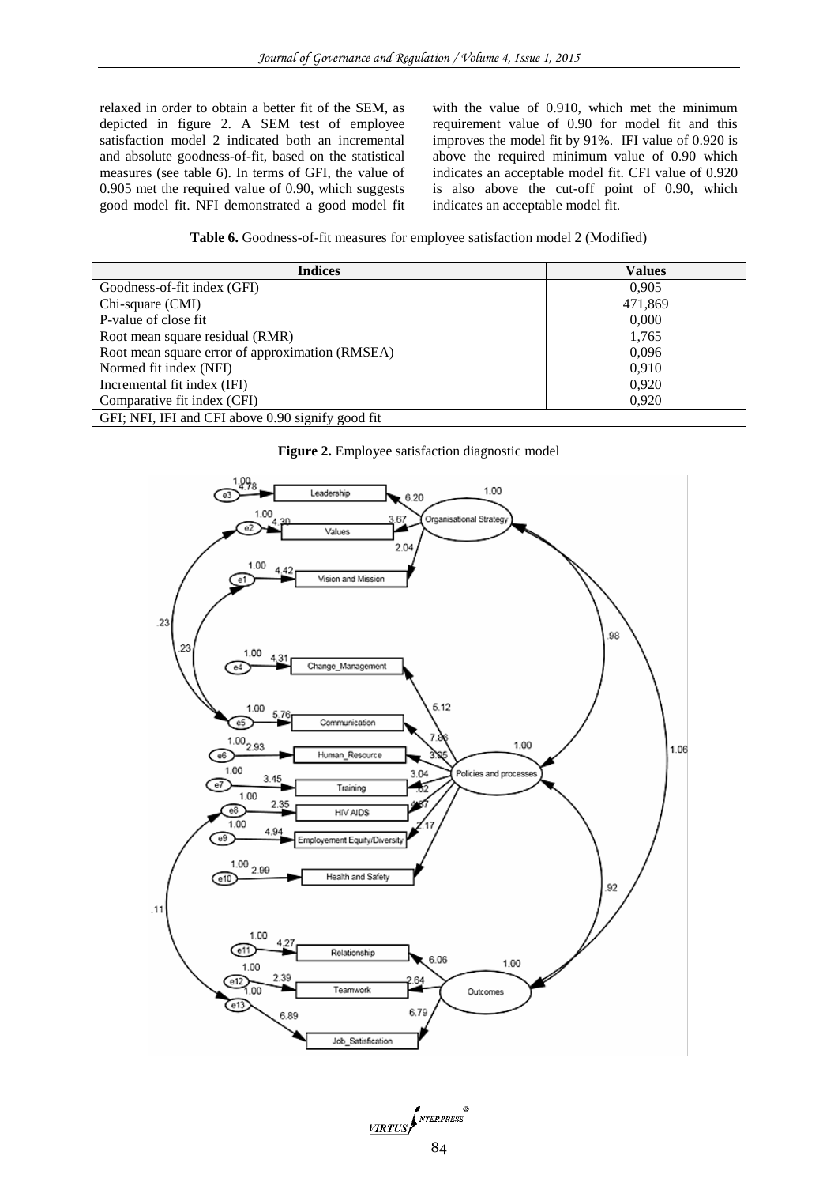relaxed in order to obtain a better fit of the SEM, as depicted in figure 2. A SEM test of employee satisfaction model 2 indicated both an incremental and absolute goodness-of-fit, based on the statistical measures (see table 6). In terms of GFI, the value of 0.905 met the required value of 0.90, which suggests good model fit. NFI demonstrated a good model fit with the value of 0.910, which met the minimum requirement value of 0.90 for model fit and this improves the model fit by 91%. IFI value of 0.920 is above the required minimum value of 0.90 which indicates an acceptable model fit. CFI value of 0.920 is also above the cut-off point of 0.90, which indicates an acceptable model fit.

**Table 6.** Goodness-of-fit measures for employee satisfaction model 2 (Modified)

| Indices | Values |
|---|---|
| Goodness-of-fit index (GFI) | 0,905 |
| Chi-square (CMI) | 471,869 |
| P-value of close fit | 0,000 |
| Root mean square residual (RMR) | 1,765 |
| Root mean square error of approximation (RMSEA) | 0,096 |
| Normed fit index (NFI) | 0,910 |
| Incremental fit index (IFI) | 0,920 |
| Comparative fit index (CFI) | 0,920 |
| GFI; NFI, IFI and CFI above 0.90 signify good fit | |

**Figure 2.** Employee satisfaction diagnostic model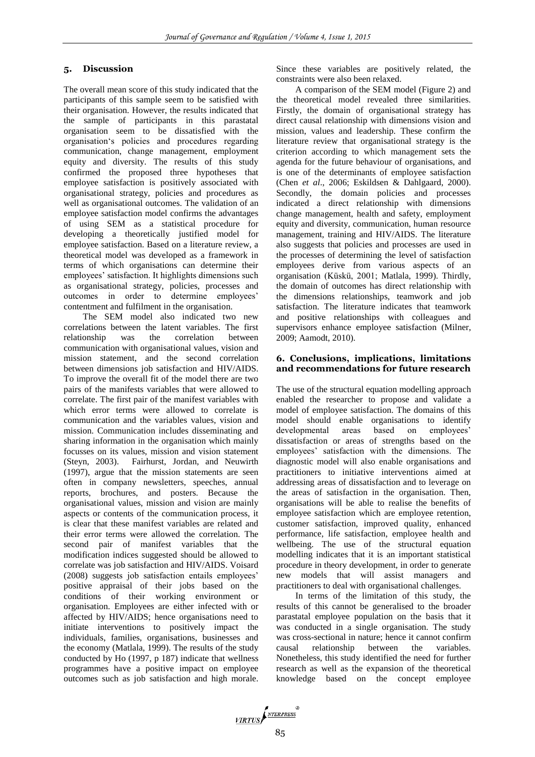## 5. Discussion

The overall mean score of this study indicated that the participants of this sample seem to be satisfied with their organisation. However, the results indicated that the sample of participants in this parastatal organisation seem to be dissatisfied with the organisation's policies and procedures regarding communication, change management, employment equity and diversity. The results of this study confirmed the proposed three hypotheses that employee satisfaction is positively associated with organisational strategy, policies and procedures as well as organisational outcomes. The validation of an employee satisfaction model confirms the advantages of using SEM as a statistical procedure for developing a theoretically justified model for employee satisfaction. Based on a literature review, a theoretical model was developed as a framework in terms of which organisations can determine their employees' satisfaction. It highlights dimensions such as organisational strategy, policies, processes and outcomes in order to determine employees' contentment and fulfilment in the organisation.

The SEM model also indicated two new correlations between the latent variables. The first relationship was the correlation between communication with organisational values, vision and mission statement, and the second correlation between dimensions job satisfaction and HIV/AIDS. To improve the overall fit of the model there are two pairs of the manifests variables that were allowed to correlate. The first pair of the manifest variables with which error terms were allowed to correlate is communication and the variables values, vision and mission. Communication includes disseminating and sharing information in the organisation which mainly focusses on its values, mission and vision statement (Steyn, 2003). Fairhurst, Jordan, and Neuwirth (1997), argue that the mission statements are seen often in company newsletters, speeches, annual reports, brochures, and posters. Because the organisational values, mission and vision are mainly aspects or contents of the communication process, it is clear that these manifest variables are related and their error terms were allowed the correlation. The second pair of manifest variables that the modification indices suggested should be allowed to correlate was job satisfaction and HIV/AIDS. Voisard (2008) suggests job satisfaction entails employees' positive appraisal of their jobs based on the conditions of their working environment or organisation. Employees are either infected with or affected by HIV/AIDS; hence organisations need to initiate interventions to positively impact the individuals, families, organisations, businesses and the economy (Matlala, 1999). The results of the study conducted by Ho (1997, p 187) indicate that wellness programmes have a positive impact on employee outcomes such as job satisfaction and high morale. Since these variables are positively related, the constraints were also been relaxed.

A comparison of the SEM model (Figure 2) and the theoretical model revealed three similarities. Firstly, the domain of organisational strategy has direct causal relationship with dimensions vision and mission, values and leadership. These confirm the literature review that organisational strategy is the criterion according to which management sets the agenda for the future behaviour of organisations, and is one of the determinants of employee satisfaction (Chen *et al*., 2006; Eskildsen & Dahlgaard, 2000). Secondly, the domain policies and processes indicated a direct relationship with dimensions change management, health and safety, employment equity and diversity, communication, human resource management, training and HIV/AIDS. The literature also suggests that policies and processes are used in the processes of determining the level of satisfaction employees derive from various aspects of an organisation (Küskü, 2001; Matlala, 1999). Thirdly, the domain of outcomes has direct relationship with the dimensions relationships, teamwork and job satisfaction. The literature indicates that teamwork and positive relationships with colleagues and supervisors enhance employee satisfaction (Milner, 2009; Aamodt, 2010).

## 6. Conclusions, implications, limitations and recommendations for future research

The use of the structural equation modelling approach enabled the researcher to propose and validate a model of employee satisfaction. The domains of this model should enable organisations to identify developmental areas based on employees' dissatisfaction or areas of strengths based on the employees' satisfaction with the dimensions. The diagnostic model will also enable organisations and practitioners to initiative interventions aimed at addressing areas of dissatisfaction and to leverage on the areas of satisfaction in the organisation. Then, organisations will be able to realise the benefits of employee satisfaction which are employee retention, customer satisfaction, improved quality, enhanced performance, life satisfaction, employee health and wellbeing. The use of the structural equation modelling indicates that it is an important statistical procedure in theory development, in order to generate new models that will assist managers and practitioners to deal with organisational challenges.

In terms of the limitation of this study, the results of this cannot be generalised to the broader parastatal employee population on the basis that it was conducted in a single organisation. The study was cross-sectional in nature; hence it cannot confirm causal relationship between the variables. Nonetheless, this study identified the need for further research as well as the expansion of the theoretical knowledge based on the concept employee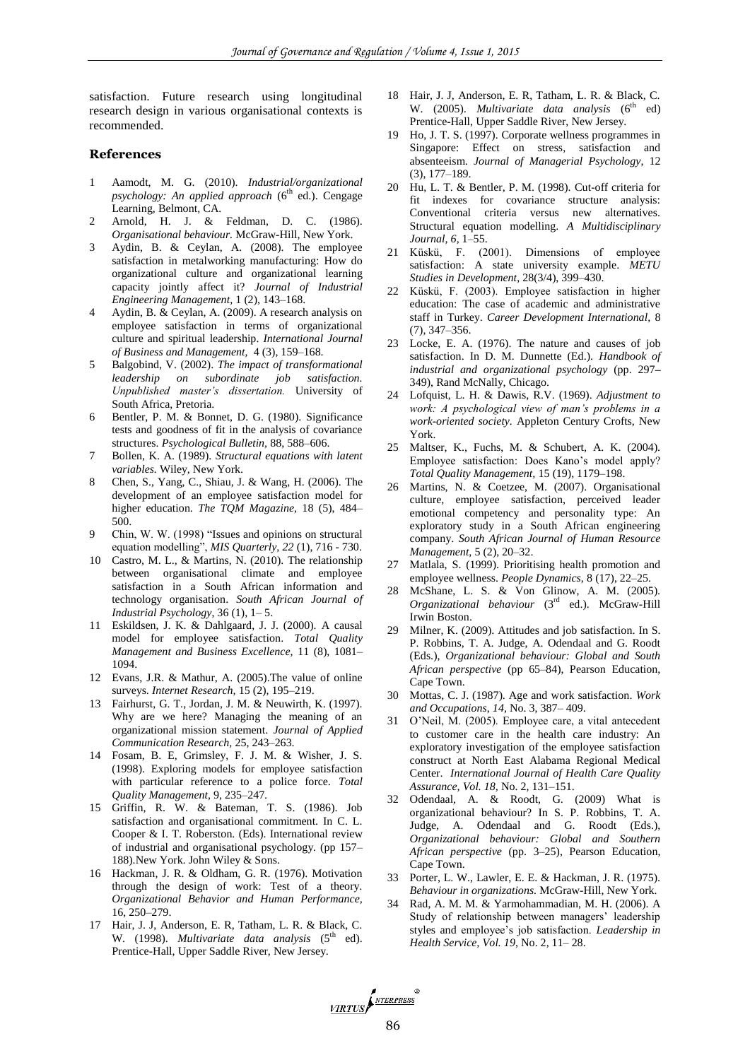satisfaction. Future research using longitudinal research design in various organisational contexts is recommended.

## References

1. Aamodt, M. G. (2010). *Industrial/organizational psychology: An applied approach* (6th ed.). Cengage Learning, Belmont, CA.
2. Arnold, H. J. & Feldman, D. C. (1986). *Organisational behaviour.* McGraw-Hill, New York.
3. Aydin, B. & Ceylan, A. (2008). The employee satisfaction in metalworking manufacturing: How do organizational culture and organizational learning capacity jointly affect it? *Journal of Industrial Engineering Management*, 1 (2), 143–168.
4. Aydin, B. & Ceylan, A. (2009). A research analysis on employee satisfaction in terms of organizational culture and spiritual leadership. *International Journal of Business and Management*, 4 (3), 159–168.
5. Balgobind, V. (2002). *The impact of transformational leadership on subordinate job satisfaction. Unpublished master's dissertation.* University of South Africa, Pretoria.
6. Bentler, P. M. & Bonnet, D. G. (1980). Significance tests and goodness of fit in the analysis of covariance structures. *Psychological Bulletin*, 88, 588–606.
7. Bollen, K. A. (1989). *Structural equations with latent variables.* Wiley, New York.
8. Chen, S., Yang, C., Shiau, J. & Wang, H. (2006). The development of an employee satisfaction model for higher education. *The TQM Magazine*, 18 (5), 484–500.
9. Chin, W. W. (1998) "Issues and opinions on structural equation modelling", *MIS Quarterly*, *22* (1), 716 - 730.
10. Castro, M. L., & Martins, N. (2010). The relationship between organisational climate and employee satisfaction in a South African information and technology organisation. *South African Journal of Industrial Psychology*, 36 (1), 1– 5.
11. Eskildsen, J. K. & Dahlgaard, J. J. (2000). A causal model for employee satisfaction. *Total Quality Management and Business Excellence*, 11 (8), 1081–1094.
12. Evans, J.R. & Mathur, A. (2005).The value of online surveys. *Internet Research*, 15 (2), 195–219.
13. Fairhurst, G. T., Jordan, J. M. & Neuwirth, K. (1997). Why are we here? Managing the meaning of an organizational mission statement. *Journal of Applied Communication Research*, 25, 243–263.
14. Fosam, B. E, Grimsley, F. J. M. & Wisher, J. S. (1998). Exploring models for employee satisfaction with particular reference to a police force. *Total Quality Management*, 9, 235–247.
15. Griffin, R. W. & Bateman, T. S. (1986). Job satisfaction and organisational commitment. In C. L. Cooper & I. T. Roberston. (Eds). International review of industrial and organisational psychology. (pp 157–188).New York. John Wiley & Sons.
16. Hackman, J. R. & Oldham, G. R. (1976). Motivation through the design of work: Test of a theory. *Organizational Behavior and Human Performance*, 16, 250–279.
17. Hair, J. J, Anderson, E. R, Tatham, L. R. & Black, C. W. (1998). *Multivariate data analysis* (5th ed). Prentice-Hall, Upper Saddle River, New Jersey.
18. Hair, J. J, Anderson, E. R, Tatham, L. R. & Black, C. W. (2005). *Multivariate data analysis* (6th ed) Prentice-Hall, Upper Saddle River, New Jersey.
19. Ho, J. T. S. (1997). Corporate wellness programmes in Singapore: Effect on stress, satisfaction and absenteeism. *Journal of Managerial Psychology*, 12 (3), 177–189.
20. Hu, L. T. & Bentler, P. M. (1998). Cut-off criteria for fit indexes for covariance structure analysis: Conventional criteria versus new alternatives. Structural equation modelling. *A Multidisciplinary Journal*, *6*, 1–55.
21. Küskü, F. (2001). Dimensions of employee satisfaction: A state university example. *METU Studies in Development*, 28(3/4), 399–430.
22. Küskü, F. (2003). Employee satisfaction in higher education: The case of academic and administrative staff in Turkey. *Career Development International*, 8 (7), 347–356.
23. Locke, E. A. (1976). The nature and causes of job satisfaction. In D. M. Dunnette (Ed.). *Handbook of industrial and organizational psychology* (pp. 297–349), Rand McNally, Chicago.
24. Lofquist, L. H. & Dawis, R.V. (1969). *Adjustment to work: A psychological view of man's problems in a work-oriented society*. Appleton Century Crofts, New York.
25. Maltser, K., Fuchs, M. & Schubert, A. K. (2004). Employee satisfaction: Does Kano's model apply? *Total Quality Management*, 15 (19), 1179–198.
26. Martins, N. & Coetzee, M. (2007). Organisational culture, employee satisfaction, perceived leader emotional competency and personality type: An exploratory study in a South African engineering company. *South African Journal of Human Resource Management*, 5 (2), 20–32.
27. Matlala, S. (1999). Prioritising health promotion and employee wellness. *People Dynamics*, 8 (17), 22–25.
28. McShane, L. S. & Von Glinow, A. M. (2005). *Organizational behaviour* (3rd ed.). McGraw-Hill Irwin Boston.
29. Milner, K. (2009). Attitudes and job satisfaction. In S. P. Robbins, T. A. Judge, A. Odendaal and G. Roodt (Eds.), *Organizational behaviour: Global and South African perspective* (pp 65–84), Pearson Education, Cape Town.
30. Mottas, C. J. (1987). Age and work satisfaction. *Work and Occupations*, *14*, No. 3, 387– 409.
31. O'Neil, M. (2005). Employee care, a vital antecedent to customer care in the health care industry: An exploratory investigation of the employee satisfaction construct at North East Alabama Regional Medical Center. *International Journal of Health Care Quality Assurance, Vol. 18*, No. 2, 131–151.
32. Odendaal, A. & Roodt, G. (2009) What is organizational behaviour? In S. P. Robbins, T. A. Judge, A. Odendaal and G. Roodt (Eds.), *Organizational behaviour: Global and Southern African perspective* (pp. 3–25), Pearson Education, Cape Town.
33. Porter, L. W., Lawler, E. E. & Hackman, J. R. (1975). *Behaviour in organizations.* McGraw-Hill, New York.
34. Rad, A. M. M. & Yarmohammadian, M. H. (2006). A Study of relationship between managers' leadership styles and employee's job satisfaction. *Leadership in Health Service, Vol. 19*, No. 2, 11– 28.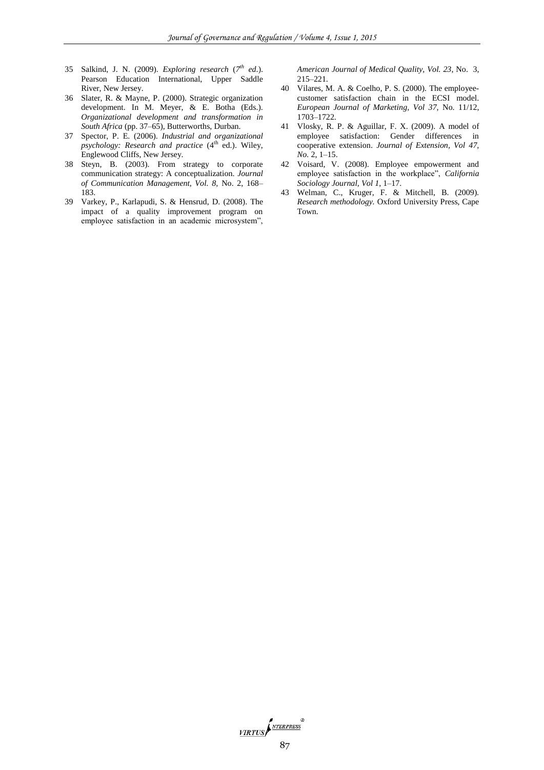35 Salkind, J. N. (2009). *Exploring research* ($7^{th}$ *ed*.). Pearson Education International, Upper Saddle River, New Jersey.

36 Slater, R. & Mayne, P. (2000). Strategic organization development. In M. Meyer, & E. Botha (Eds.). *Organizational development and transformation in South Africa* (pp. 37–65), Butterworths, Durban.

37 Spector, P. E. (2006). *Industrial and organizational psychology: Research and practice* ($4^{th}$ ed.). Wiley, Englewood Cliffs, New Jersey.

38 Steyn, B. (2003). From strategy to corporate communication strategy: A conceptualization. *Journal of Communication Management, Vol. 8*, No. 2, 168–183.

39 Varkey, P., Karlapudi, S. & Hensrud, D. (2008). The impact of a quality improvement program on employee satisfaction in an academic microsystem", *American Journal of Medical Quality, Vol. 23*, No. 3, 215–221.

40 Vilares, M. A. & Coelho, P. S. (2000). The employee-customer satisfaction chain in the ECSI model. *European Journal of Marketing, Vol 37*, No. 11/12, 1703–1722.

41 Vlosky, R. P. & Aguillar, F. X. (2009). A model of employee satisfaction: Gender differences in cooperative extension. *Journal of Extension, Vol 47, No.* 2, 1–15.

42 Voisard, V. (2008). Employee empowerment and employee satisfaction in the workplace", *California Sociology Journal, Vol 1*, 1–17.

43 Welman, C., Kruger, F. & Mitchell, B. (2009). *Research methodology.* Oxford University Press, Cape Town.